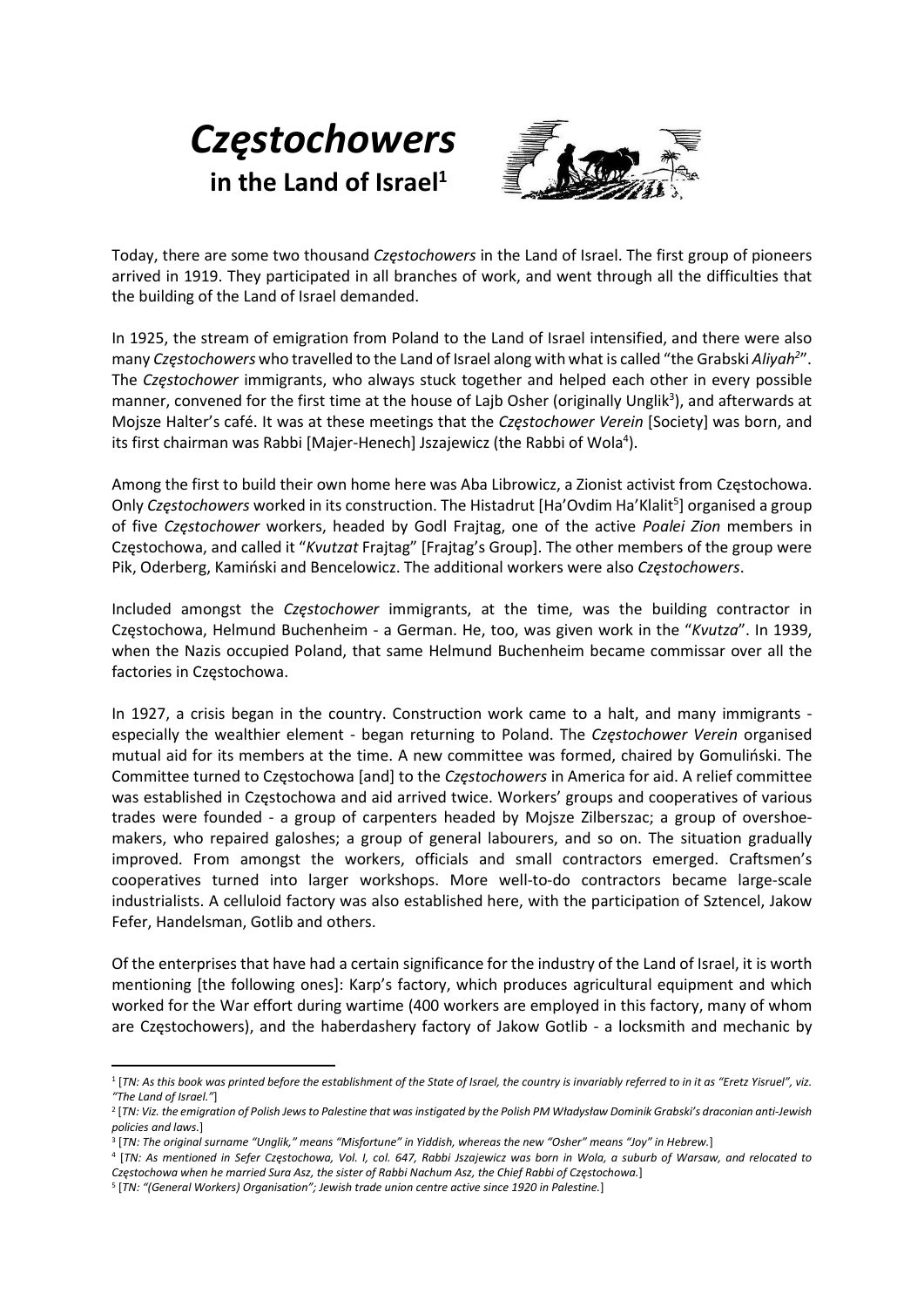# *Częstochowers* in the Land of Israel[1]

Today, there are some two thousand *Częstochowers* in the Land of Israel. The first group of pioneers arrived in 1919. They participated in all branches of work, and went through all the difficulties that the building of the Land of Israel demanded.

In 1925, the stream of emigration from Poland to the Land of Israel intensified, and there were also many *Częstochowers* who travelled to the Land of Israel along with what is called "the Grabski *Aliyah*[2]". The *Częstochower* immigrants, who always stuck together and helped each other in every possible manner, convened for the first time at the house of Lajb Osher (originally Unglik[3]), and afterwards at Mojsze Halter's café. It was at these meetings that the *Częstochower Verein* [Society] was born, and its first chairman was Rabbi [Majer-Henech] Jszajewicz (the Rabbi of Wola[4]).

Among the first to build their own home here was Aba Librowicz, a Zionist activist from Częstochowa. Only *Częstochowers* worked in its construction. The Histadrut [Ha'Ovdim Ha'Klalit[5]] organised a group of five *Częstochower* workers, headed by Godl Frajtag, one of the active *Poalei Zion* members in Częstochowa, and called it "*Kvutzat* Frajtag" [Frajtag's Group]. The other members of the group were Pik, Oderberg, Kamiński and Bencelowicz. The additional workers were also *Częstochowers*.

Included amongst the *Częstochower* immigrants, at the time, was the building contractor in Częstochowa, Helmund Buchenheim - a German. He, too, was given work in the "*Kvutza*". In 1939, when the Nazis occupied Poland, that same Helmund Buchenheim became commissar over all the factories in Częstochowa.

In 1927, a crisis began in the country. Construction work came to a halt, and many immigrants - especially the wealthier element - began returning to Poland. The *Częstochower Verein* organised mutual aid for its members at the time. A new committee was formed, chaired by Gomuliński. The Committee turned to Częstochowa [and] to the *Częstochowers* in America for aid. A relief committee was established in Częstochowa and aid arrived twice. Workers' groups and cooperatives of various trades were founded - a group of carpenters headed by Mojsze Zilberszac; a group of overshoe-makers, who repaired galoshes; a group of general labourers, and so on. The situation gradually improved. From amongst the workers, officials and small contractors emerged. Craftsmen's cooperatives turned into larger workshops. More well-to-do contractors became large-scale industrialists. A celluloid factory was also established here, with the participation of Sztencel, Jakow Fefer, Handelsman, Gotlib and others.

Of the enterprises that have had a certain significance for the industry of the Land of Israel, it is worth mentioning [the following ones]: Karp's factory, which produces agricultural equipment and which worked for the War effort during wartime (400 workers are employed in this factory, many of whom are Częstochowers), and the haberdashery factory of Jakow Gotlib - a locksmith and mechanic by

---

[1] [*TN: As this book was printed before the establishment of the State of Israel, the country is invariably referred to in it as "Eretz Yisruel", viz. "The Land of Israel."*]

[2] [*TN: Viz. the emigration of Polish Jews to Palestine that was instigated by the Polish PM Władysław Dominik Grabski's draconian anti-Jewish policies and laws.*]

[3] [*TN: The original surname "Unglik," means "Misfortune" in Yiddish, whereas the new "Osher" means "Joy" in Hebrew.*]

[4] [*TN: As mentioned in Sefer Częstochowa, Vol. I, col. 647, Rabbi Jszajewicz was born in Wola, a suburb of Warsaw, and relocated to Częstochowa when he married Sura Asz, the sister of Rabbi Nachum Asz, the Chief Rabbi of Częstochowa.*]

[5] [*TN: "(General Workers) Organisation"; Jewish trade union centre active since 1920 in Palestine.*]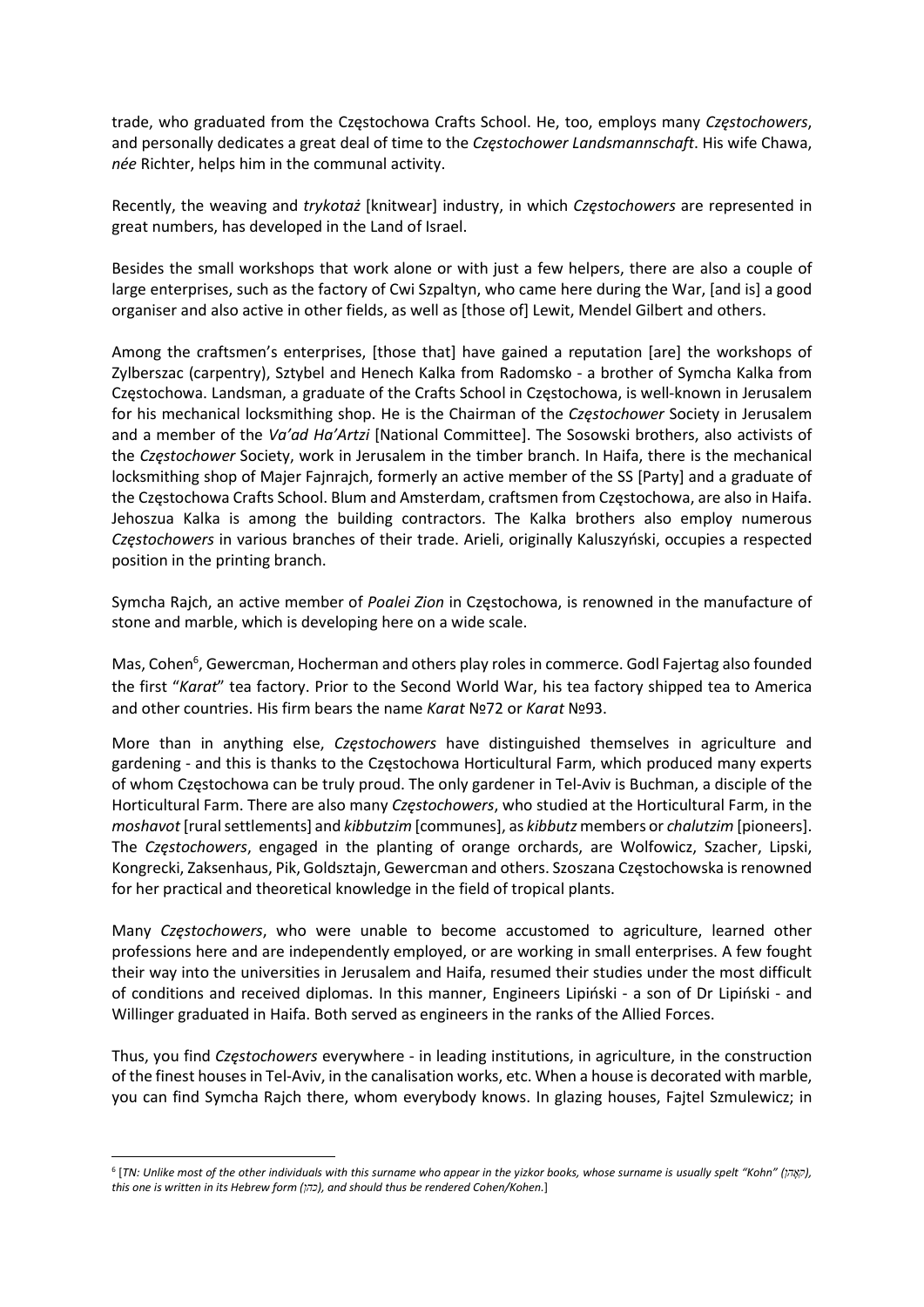trade, who graduated from the Częstochowa Crafts School. He, too, employs many *Częstochowers*, and personally dedicates a great deal of time to the *Częstochower Landsmannschaft*. His wife Chawa, *née* Richter, helps him in the communal activity.

Recently, the weaving and *trykotaż* [knitwear] industry, in which *Częstochowers* are represented in great numbers, has developed in the Land of Israel.

Besides the small workshops that work alone or with just a few helpers, there are also a couple of large enterprises, such as the factory of Cwi Szpaltyn, who came here during the War, [and is] a good organiser and also active in other fields, as well as [those of] Lewit, Mendel Gilbert and others.

Among the craftsmen's enterprises, [those that] have gained a reputation [are] the workshops of Zylberszac (carpentry), Sztybel and Henech Kalka from Radomsko - a brother of Symcha Kalka from Częstochowa. Landsman, a graduate of the Crafts School in Częstochowa, is well-known in Jerusalem for his mechanical locksmithing shop. He is the Chairman of the *Częstochower* Society in Jerusalem and a member of the *Va'ad Ha'Artzi* [National Committee]. The Sosowski brothers, also activists of the *Częstochower* Society, work in Jerusalem in the timber branch. In Haifa, there is the mechanical locksmithing shop of Majer Fajnrajch, formerly an active member of the SS [Party] and a graduate of the Częstochowa Crafts School. Blum and Amsterdam, craftsmen from Częstochowa, are also in Haifa. Jehoszua Kalka is among the building contractors. The Kalka brothers also employ numerous *Częstochowers* in various branches of their trade. Arieli, originally Kaluszyński, occupies a respected position in the printing branch.

Symcha Rajch, an active member of *Poalei Zion* in Częstochowa, is renowned in the manufacture of stone and marble, which is developing here on a wide scale.

Mas, Cohen[6], Gewercman, Hocherman and others play roles in commerce. Godl Fajertag also founded the first "*Karat*" tea factory. Prior to the Second World War, his tea factory shipped tea to America and other countries. His firm bears the name *Karat* №72 or *Karat* №93.

More than in anything else, *Częstochowers* have distinguished themselves in agriculture and gardening - and this is thanks to the Częstochowa Horticultural Farm, which produced many experts of whom Częstochowa can be truly proud. The only gardener in Tel-Aviv is Buchman, a disciple of the Horticultural Farm. There are also many *Częstochowers*, who studied at the Horticultural Farm, in the *moshavot* [rural settlements] and *kibbutzim* [communes], as *kibbutz* members or *chalutzim* [pioneers]. The *Częstochowers*, engaged in the planting of orange orchards, are Wolfowicz, Szacher, Lipski, Kongrecki, Zaksenhaus, Pik, Goldsztajn, Gewercman and others. Szoszana Częstochowska is renowned for her practical and theoretical knowledge in the field of tropical plants.

Many *Częstochowers*, who were unable to become accustomed to agriculture, learned other professions here and are independently employed, or are working in small enterprises. A few fought their way into the universities in Jerusalem and Haifa, resumed their studies under the most difficult of conditions and received diplomas. In this manner, Engineers Lipiński - a son of Dr Lipiński - and Willinger graduated in Haifa. Both served as engineers in the ranks of the Allied Forces.

Thus, you find *Częstochowers* everywhere - in leading institutions, in agriculture, in the construction of the finest houses in Tel-Aviv, in the canalisation works, etc. When a house is decorated with marble, you can find Symcha Rajch there, whom everybody knows. In glazing houses, Fajtel Szmulewicz; in

---

[6] [*TN: Unlike most of the other individuals with this surname who appear in the yizkor books, whose surname is usually spelt "Kohn" (קאָהן), this one is written in its Hebrew form (כהן), and should thus be rendered Cohen/Kohen.*]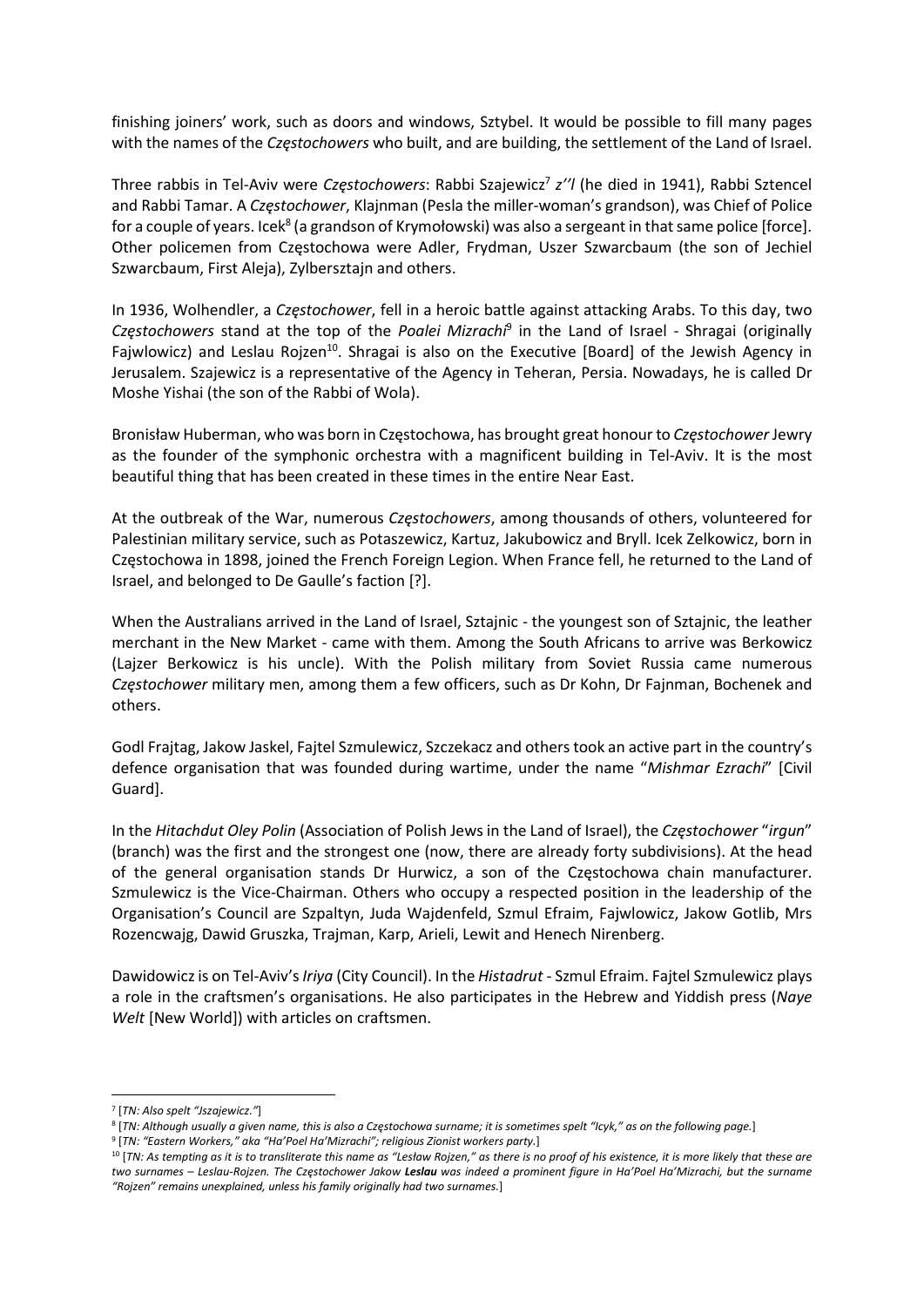finishing joiners' work, such as doors and windows, Sztybel. It would be possible to fill many pages with the names of the *Częstochowers* who built, and are building, the settlement of the Land of Israel.

Three rabbis in Tel-Aviv were *Częstochowers*: Rabbi Szajewicz[7] *z''l* (he died in 1941), Rabbi Sztencel and Rabbi Tamar. A *Częstochower*, Klajnman (Pesla the miller-woman's grandson), was Chief of Police for a couple of years. Icek[8] (a grandson of Krymołowski) was also a sergeant in that same police [force]. Other policemen from Częstochowa were Adler, Frydman, Uszer Szwarcbaum (the son of Jechiel Szwarcbaum, First Aleja), Zylbersztajn and others.

In 1936, Wolhendler, a *Częstochower*, fell in a heroic battle against attacking Arabs. To this day, two *Częstochowers* stand at the top of the *Poalei Mizrachi*[9] in the Land of Israel - Shragai (originally Fajwlowicz) and Leslau Rojzen[10]. Shragai is also on the Executive [Board] of the Jewish Agency in Jerusalem. Szajewicz is a representative of the Agency in Teheran, Persia. Nowadays, he is called Dr Moshe Yishai (the son of the Rabbi of Wola).

Bronisław Huberman, who was born in Częstochowa, has brought great honour to *Częstochower* Jewry as the founder of the symphonic orchestra with a magnificent building in Tel-Aviv. It is the most beautiful thing that has been created in these times in the entire Near East.

At the outbreak of the War, numerous *Częstochowers*, among thousands of others, volunteered for Palestinian military service, such as Potaszewicz, Kartuz, Jakubowicz and Bryll. Icek Zelkowicz, born in Częstochowa in 1898, joined the French Foreign Legion. When France fell, he returned to the Land of Israel, and belonged to De Gaulle's faction [?].

When the Australians arrived in the Land of Israel, Sztajnic - the youngest son of Sztajnic, the leather merchant in the New Market - came with them. Among the South Africans to arrive was Berkowicz (Lajzer Berkowicz is his uncle). With the Polish military from Soviet Russia came numerous *Częstochower* military men, among them a few officers, such as Dr Kohn, Dr Fajnman, Bochenek and others.

Godl Frajtag, Jakow Jaskel, Fajtel Szmulewicz, Szczekacz and others took an active part in the country's defence organisation that was founded during wartime, under the name "*Mishmar Ezrachi*" [Civil Guard].

In the *Hitachdut Oley Polin* (Association of Polish Jews in the Land of Israel), the *Częstochower* "*irgun*" (branch) was the first and the strongest one (now, there are already forty subdivisions). At the head of the general organisation stands Dr Hurwicz, a son of the Częstochowa chain manufacturer. Szmulewicz is the Vice-Chairman. Others who occupy a respected position in the leadership of the Organisation's Council are Szpaltyn, Juda Wajdenfeld, Szmul Efraim, Fajwlowicz, Jakow Gotlib, Mrs Rozencwajg, Dawid Gruszka, Trajman, Karp, Arieli, Lewit and Henech Nirenberg.

Dawidowicz is on Tel-Aviv's *Iriya* (City Council). In the *Histadrut* - Szmul Efraim. Fajtel Szmulewicz plays a role in the craftsmen's organisations. He also participates in the Hebrew and Yiddish press (*Naye Welt* [New World]) with articles on craftsmen.

---

[7] [*TN: Also spelt "Jszajewicz."*]

[8] [*TN: Although usually a given name, this is also a Częstochowa surname; it is sometimes spelt "Icyk," as on the following page.*]

[9] [*TN: "Eastern Workers," aka "Ha'Poel Ha'Mizrachi"; religious Zionist workers party.*]

[10] [*TN: As tempting as it is to transliterate this name as "Lesław Rojzen," as there is no proof of his existence, it is more likely that these are two surnames – Leslau-Rojzen. The Częstochower Jakow **Leslau** was indeed a prominent figure in Ha'Poel Ha'Mizrachi, but the surname "Rojzen" remains unexplained, unless his family originally had two surnames.*]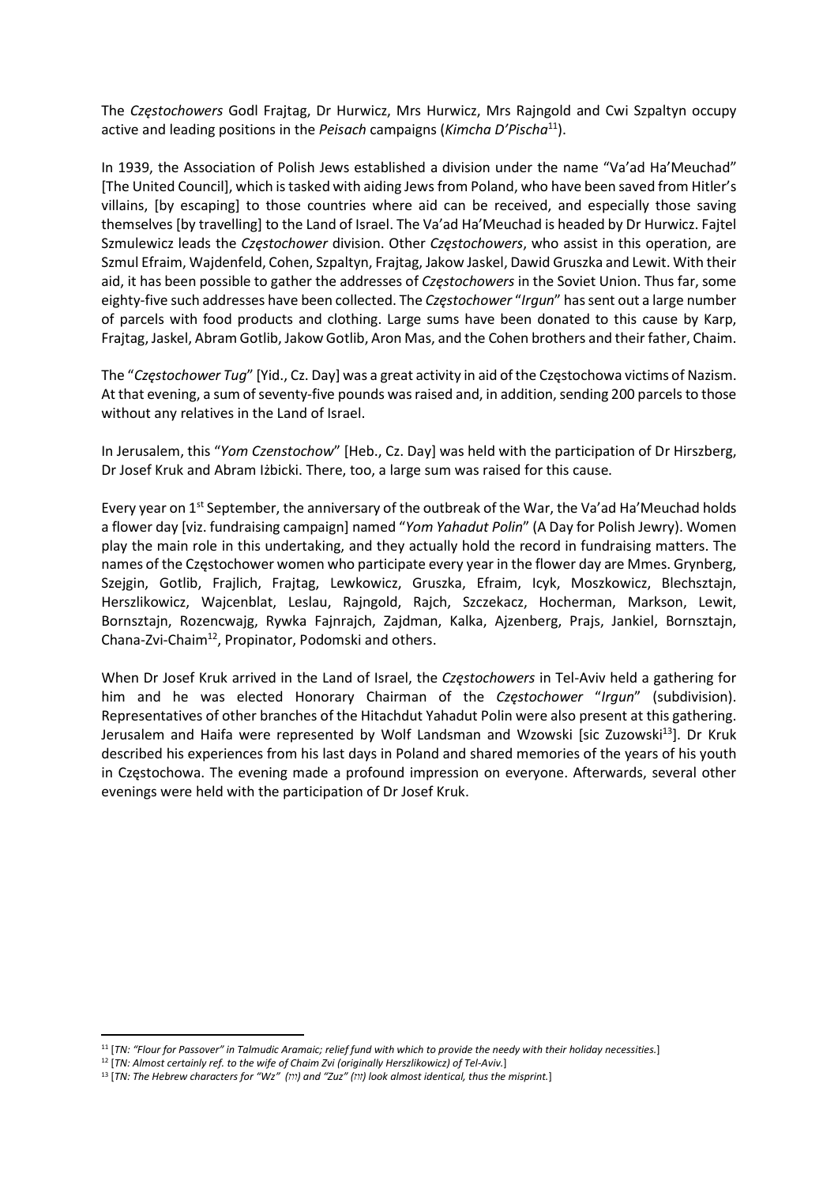The *Częstochowers* Godl Frajtag, Dr Hurwicz, Mrs Hurwicz, Mrs Rajngold and Cwi Szpaltyn occupy active and leading positions in the *Peisach* campaigns (*Kimcha D'Pischa*[11]).

In 1939, the Association of Polish Jews established a division under the name "Va'ad Ha'Meuchad" [The United Council], which is tasked with aiding Jews from Poland, who have been saved from Hitler's villains, [by escaping] to those countries where aid can be received, and especially those saving themselves [by travelling] to the Land of Israel. The Va'ad Ha'Meuchad is headed by Dr Hurwicz. Fajtel Szmulewicz leads the *Częstochower* division. Other *Częstochowers*, who assist in this operation, are Szmul Efraim, Wajdenfeld, Cohen, Szpaltyn, Frajtag, Jakow Jaskel, Dawid Gruszka and Lewit. With their aid, it has been possible to gather the addresses of *Częstochowers* in the Soviet Union. Thus far, some eighty-five such addresses have been collected. The *Częstochower* "*Irgun*" has sent out a large number of parcels with food products and clothing. Large sums have been donated to this cause by Karp, Frajtag, Jaskel, Abram Gotlib, Jakow Gotlib, Aron Mas, and the Cohen brothers and their father, Chaim.

The "*Częstochower Tug*" [Yid., Cz. Day] was a great activity in aid of the Częstochowa victims of Nazism. At that evening, a sum of seventy-five pounds was raised and, in addition, sending 200 parcels to those without any relatives in the Land of Israel.

In Jerusalem, this "*Yom Czenstochow*" [Heb., Cz. Day] was held with the participation of Dr Hirszberg, Dr Josef Kruk and Abram Iżbicki. There, too, a large sum was raised for this cause.

Every year on 1st September, the anniversary of the outbreak of the War, the Va'ad Ha'Meuchad holds a flower day [viz. fundraising campaign] named "*Yom Yahadut Polin*" (A Day for Polish Jewry). Women play the main role in this undertaking, and they actually hold the record in fundraising matters. The names of the Częstochower women who participate every year in the flower day are Mmes. Grynberg, Szejgin, Gotlib, Frajlich, Frajtag, Lewkowicz, Gruszka, Efraim, Icyk, Moszkowicz, Blechsztajn, Herszlikowicz, Wajcenblat, Leslau, Rajngold, Rajch, Szczekacz, Hocherman, Markson, Lewit, Bornsztajn, Rozencwajg, Rywka Fajnrajch, Zajdman, Kalka, Ajzenberg, Prajs, Jankiel, Bornsztajn, Chana-Zvi-Chaim[12], Propinator, Podomski and others.

When Dr Josef Kruk arrived in the Land of Israel, the *Częstochowers* in Tel-Aviv held a gathering for him and he was elected Honorary Chairman of the *Częstochower* "*Irgun*" (subdivision). Representatives of other branches of the Hitachdut Yahadut Polin were also present at this gathering. Jerusalem and Haifa were represented by Wolf Landsman and Wzowski [sic Zuzowski[13]]. Dr Kruk described his experiences from his last days in Poland and shared memories of the years of his youth in Częstochowa. The evening made a profound impression on everyone. Afterwards, several other evenings were held with the participation of Dr Josef Kruk.

---

[11] [*TN: "Flour for Passover" in Talmudic Aramaic; relief fund with which to provide the needy with their holiday necessities.*]

[12] [*TN: Almost certainly ref. to the wife of Chaim Zvi (originally Herszlikowicz) of Tel-Aviv.*]

[13] [*TN: The Hebrew characters for "Wz" (וז) and "Zuz" (זוז) look almost identical, thus the misprint.*]